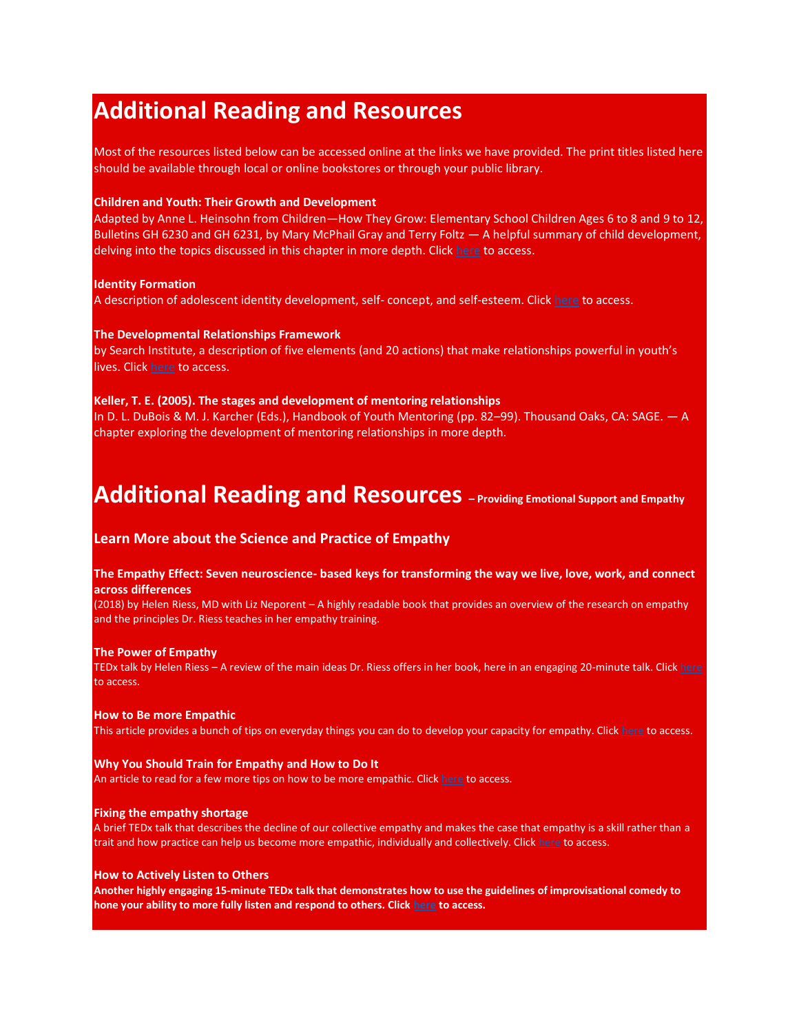# Additional Reading and Resources

Most of the resources listed below can be accessed online at the links we have provided. The print titles listed here should be available through local or online bookstores or through your public library.

**Children and Youth: Their Growth and Development**
Adapted by Anne L. Heinsohn from Children—How They Grow: Elementary School Children Ages 6 to 8 and 9 to 12, Bulletins GH 6230 and GH 6231, by Mary McPhail Gray and Terry Foltz — A helpful summary of child development, delving into the topics discussed in this chapter in more depth. Click here to access.

**Identity Formation**
A description of adolescent identity development, self- concept, and self-esteem. Click here to access.

**The Developmental Relationships Framework**
by Search Institute, a description of five elements (and 20 actions) that make relationships powerful in youth's lives. Click here to access.

**Keller, T. E. (2005). The stages and development of mentoring relationships**
In D. L. DuBois & M. J. Karcher (Eds.), Handbook of Youth Mentoring (pp. 82–99). Thousand Oaks, CA: SAGE. — A chapter exploring the development of mentoring relationships in more depth.

# Additional Reading and Resources – Providing Emotional Support and Empathy

## Learn More about the Science and Practice of Empathy

**The Empathy Effect: Seven neuroscience- based keys for transforming the way we live, love, work, and connect across differences**
(2018) by Helen Riess, MD with Liz Neporent – A highly readable book that provides an overview of the research on empathy and the principles Dr. Riess teaches in her empathy training.

**The Power of Empathy**
TEDx talk by Helen Riess – A review of the main ideas Dr. Riess offers in her book, here in an engaging 20-minute talk. Click here to access.

**How to Be more Empathic**
This article provides a bunch of tips on everyday things you can do to develop your capacity for empathy. Click here to access.

**Why You Should Train for Empathy and How to Do It**
An article to read for a few more tips on how to be more empathic. Click here to access.

**Fixing the empathy shortage**
A brief TEDx talk that describes the decline of our collective empathy and makes the case that empathy is a skill rather than a trait and how practice can help us become more empathic, individually and collectively. Click here to access.

**How to Actively Listen to Others**
**Another highly engaging 15-minute TEDx talk that demonstrates how to use the guidelines of improvisational comedy to hone your ability to more fully listen and respond to others. Click here to access.**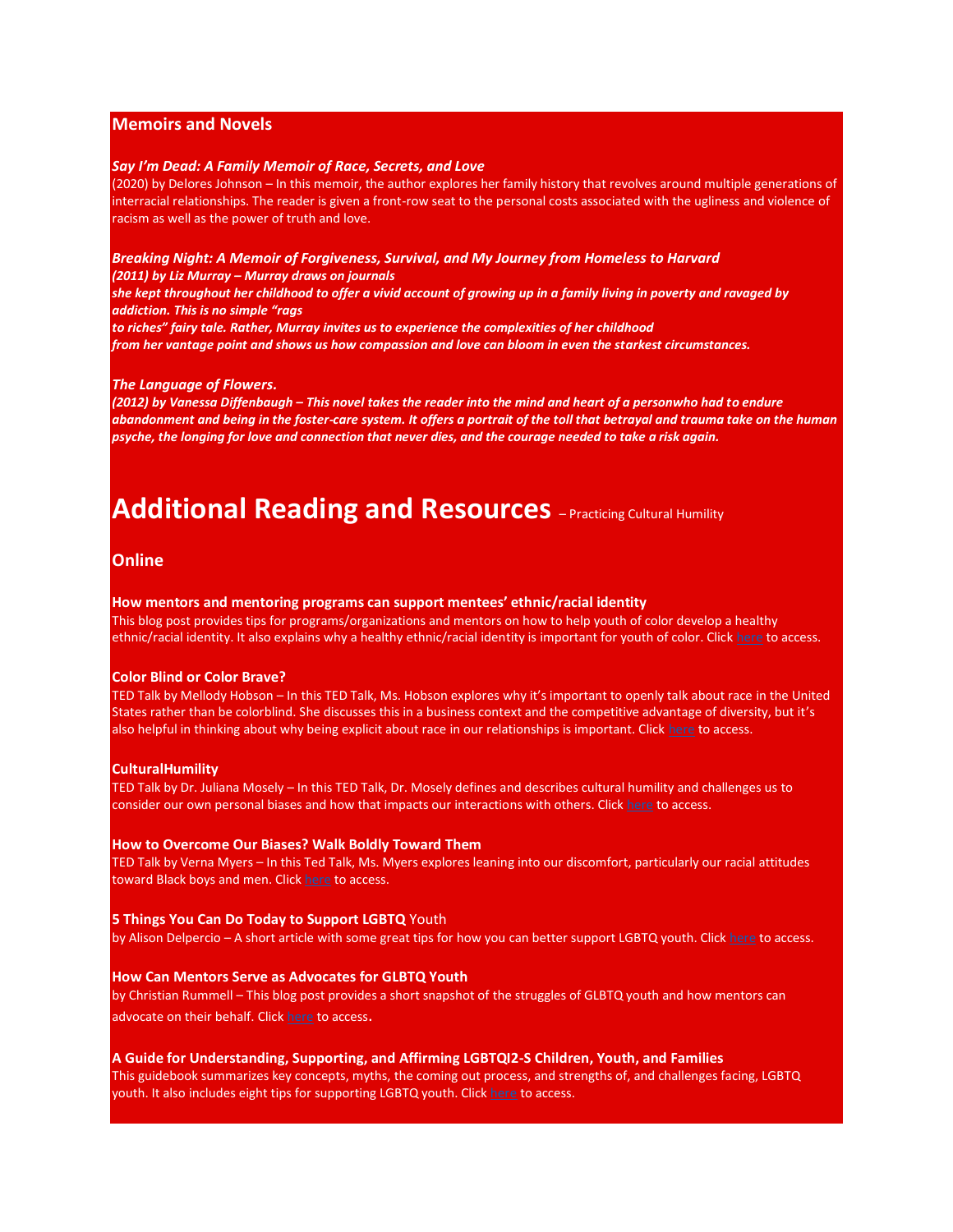## Memoirs and Novels

***Say I'm Dead: A Family Memoir of Race, Secrets, and Love***
(2020) by Delores Johnson – In this memoir, the author explores her family history that revolves around multiple generations of interracial relationships. The reader is given a front-row seat to the personal costs associated with the ugliness and violence of racism as well as the power of truth and love.

***Breaking Night: A Memoir of Forgiveness, Survival, and My Journey from Homeless to Harvard***
***(2011) by Liz Murray – Murray draws on journals she kept throughout her childhood to offer a vivid account of growing up in a family living in poverty and ravaged by addiction. This is no simple "rags to riches" fairy tale. Rather, Murray invites us to experience the complexities of her childhood from her vantage point and shows us how compassion and love can bloom in even the starkest circumstances.***

***The Language of Flowers.***
***(2012) by Vanessa Diffenbaugh – This novel takes the reader into the mind and heart of a personwho had to endure abandonment and being in the foster-care system. It offers a portrait of the toll that betrayal and trauma take on the human psyche, the longing for love and connection that never dies, and the courage needed to take a risk again.***

# Additional Reading and Resources – Practicing Cultural Humility

## Online

**How mentors and mentoring programs can support mentees' ethnic/racial identity**
This blog post provides tips for programs/organizations and mentors on how to help youth of color develop a healthy ethnic/racial identity. It also explains why a healthy ethnic/racial identity is important for youth of color. Click here to access.

**Color Blind or Color Brave?**
TED Talk by Mellody Hobson – In this TED Talk, Ms. Hobson explores why it's important to openly talk about race in the United States rather than be colorblind. She discusses this in a business context and the competitive advantage of diversity, but it's also helpful in thinking about why being explicit about race in our relationships is important. Click here to access.

**CulturalHumility**
TED Talk by Dr. Juliana Mosely – In this TED Talk, Dr. Mosely defines and describes cultural humility and challenges us to consider our own personal biases and how that impacts our interactions with others. Click here to access.

**How to Overcome Our Biases? Walk Boldly Toward Them**
TED Talk by Verna Myers – In this Ted Talk, Ms. Myers explores leaning into our discomfort, particularly our racial attitudes toward Black boys and men. Click here to access.

**5 Things You Can Do Today to Support LGBTQ** Youth
by Alison Delpercio – A short article with some great tips for how you can better support LGBTQ youth. Click here to access.

**How Can Mentors Serve as Advocates for GLBTQ Youth**
by Christian Rummell – This blog post provides a short snapshot of the struggles of GLBTQ youth and how mentors can advocate on their behalf. Click here to access.

**A Guide for Understanding, Supporting, and Affirming LGBTQI2-S Children, Youth, and Families**
This guidebook summarizes key concepts, myths, the coming out process, and strengths of, and challenges facing, LGBTQ youth. It also includes eight tips for supporting LGBTQ youth. Click here to access.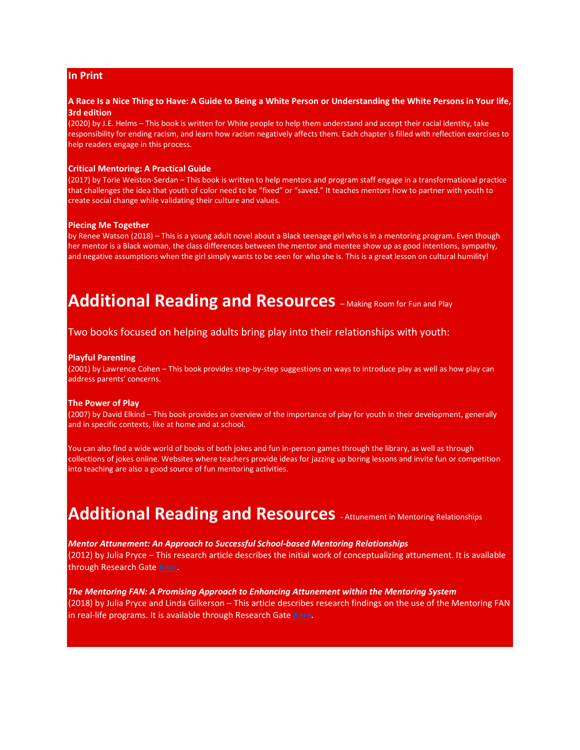**In Print**

**A Race Is a Nice Thing to Have: A Guide to Being a White Person or Understanding the White Persons in Your life, 3rd edition**
(2020) by J.E. Helms – This book is written for White people to help them understand and accept their racial identity, take responsibility for ending racism, and learn how racism negatively affects them. Each chapter is filled with reflection exercises to help readers engage in this process.

**Critical Mentoring: A Practical Guide**
(2017) by Torie Weiston-Serdan – This book is written to help mentors and program staff engage in a transformational practice that challenges the idea that youth of color need to be "fixed" or "saved." It teaches mentors how to partner with youth to create social change while validating their culture and values.

**Piecing Me Together**
by Renee Watson (2018) – This is a young adult novel about a Black teenage girl who is in a mentoring program. Even though her mentor is a Black woman, the class differences between the mentor and mentee show up as good intentions, sympathy, and negative assumptions when the girl simply wants to be seen for who she is. This is a great lesson on cultural humility!

# Additional Reading and Resources – Making Room for Fun and Play

Two books focused on helping adults bring play into their relationships with youth:

**Playful Parenting**
(2001) by Lawrence Cohen – This book provides step-by-step suggestions on ways to introduce play as well as how play can address parents' concerns.

**The Power of Play**
(2007) by David Elkind – This book provides an overview of the importance of play for youth in their development, generally and in specific contexts, like at home and at school.

You can also find a wide world of books of both jokes and fun in-person games through the library, as well as through collections of jokes online. Websites where teachers provide ideas for jazzing up boring lessons and invite fun or competition into teaching are also a good source of fun mentoring activities.

# Additional Reading and Resources - Attunement in Mentoring Relationships

***Mentor Attunement: An Approach to Successful School-based Mentoring Relationships***
(2012) by Julia Pryce – This research article describes the initial work of conceptualizing attunement. It is available through Research Gate here.

***The Mentoring FAN: A Promising Approach to Enhancing Attunement within the Mentoring System***
(2018) by Julia Pryce and Linda Gilkerson – This article describes research findings on the use of the Mentoring FAN in real-life programs. It is available through Research Gate here.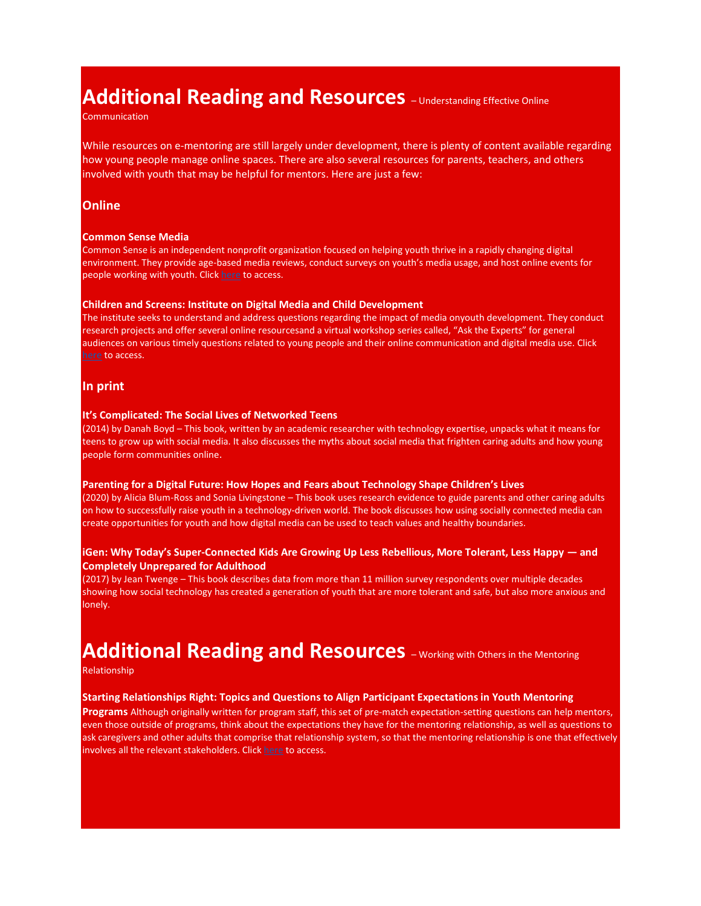# Additional Reading and Resources – Understanding Effective Online Communication

While resources on e-mentoring are still largely under development, there is plenty of content available regarding how young people manage online spaces. There are also several resources for parents, teachers, and others involved with youth that may be helpful for mentors. Here are just a few:

## Online

**Common Sense Media**
Common Sense is an independent nonprofit organization focused on helping youth thrive in a rapidly changing digital environment. They provide age-based media reviews, conduct surveys on youth's media usage, and host online events for people working with youth. Click here to access.

**Children and Screens: Institute on Digital Media and Child Development**
The institute seeks to understand and address questions regarding the impact of media onyouth development. They conduct research projects and offer several online resourcesand a virtual workshop series called, "Ask the Experts" for general audiences on various timely questions related to young people and their online communication and digital media use. Click here to access.

## In print

**It's Complicated: The Social Lives of Networked Teens**
(2014) by Danah Boyd – This book, written by an academic researcher with technology expertise, unpacks what it means for teens to grow up with social media. It also discusses the myths about social media that frighten caring adults and how young people form communities online.

**Parenting for a Digital Future: How Hopes and Fears about Technology Shape Children's Lives**
(2020) by Alicia Blum-Ross and Sonia Livingstone – This book uses research evidence to guide parents and other caring adults on how to successfully raise youth in a technology-driven world. The book discusses how using socially connected media can create opportunities for youth and how digital media can be used to teach values and healthy boundaries.

**iGen: Why Today's Super-Connected Kids Are Growing Up Less Rebellious, More Tolerant, Less Happy — and Completely Unprepared for Adulthood**
(2017) by Jean Twenge – This book describes data from more than 11 million survey respondents over multiple decades showing how social technology has created a generation of youth that are more tolerant and safe, but also more anxious and lonely.

# Additional Reading and Resources – Working with Others in the Mentoring Relationship

**Starting Relationships Right: Topics and Questions to Align Participant Expectations in Youth Mentoring Programs** Although originally written for program staff, this set of pre-match expectation-setting questions can help mentors, even those outside of programs, think about the expectations they have for the mentoring relationship, as well as questions to ask caregivers and other adults that comprise that relationship system, so that the mentoring relationship is one that effectively involves all the relevant stakeholders. Click here to access.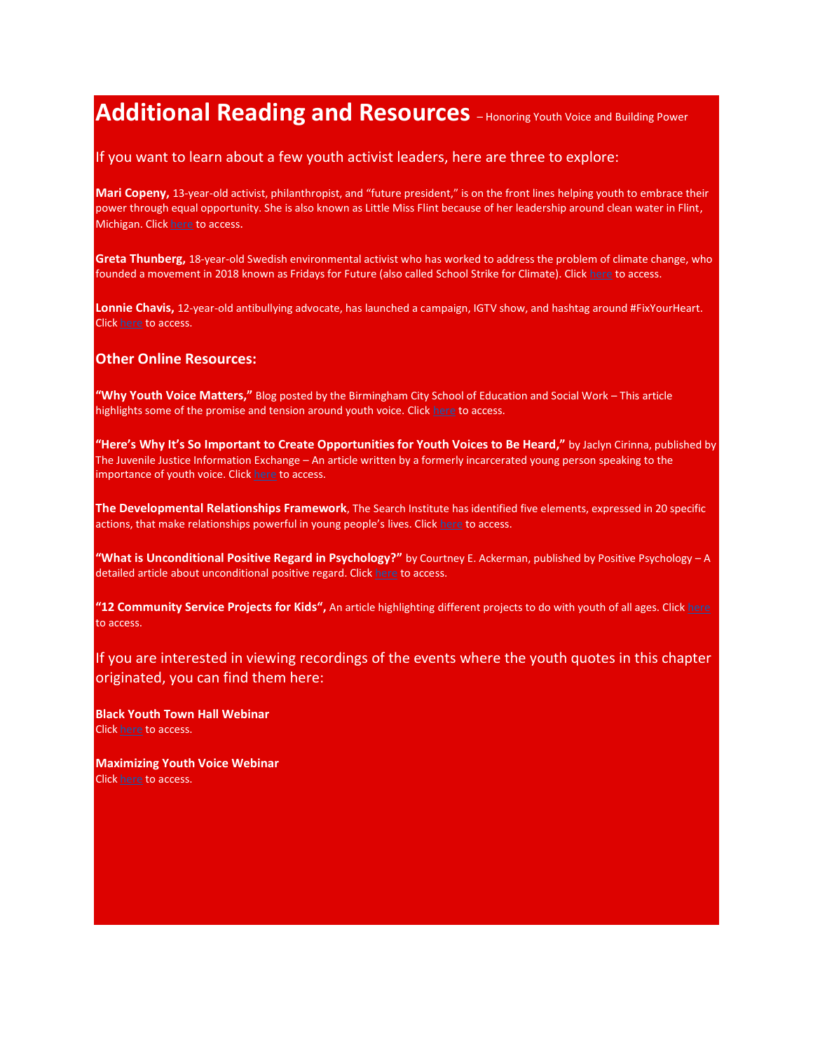# Additional Reading and Resources – Honoring Youth Voice and Building Power

If you want to learn about a few youth activist leaders, here are three to explore:

**Mari Copeny,** 13-year-old activist, philanthropist, and "future president," is on the front lines helping youth to embrace their power through equal opportunity. She is also known as Little Miss Flint because of her leadership around clean water in Flint, Michigan. Click here to access.

**Greta Thunberg,** 18-year-old Swedish environmental activist who has worked to address the problem of climate change, who founded a movement in 2018 known as Fridays for Future (also called School Strike for Climate). Click here to access.

**Lonnie Chavis,** 12-year-old antibullying advocate, has launched a campaign, IGTV show, and hashtag around #FixYourHeart. Click here to access.

## Other Online Resources:

**"Why Youth Voice Matters,"** Blog posted by the Birmingham City School of Education and Social Work – This article highlights some of the promise and tension around youth voice. Click here to access.

**"Here's Why It's So Important to Create Opportunities for Youth Voices to Be Heard,"** by Jaclyn Cirinna, published by The Juvenile Justice Information Exchange – An article written by a formerly incarcerated young person speaking to the importance of youth voice. Click here to access.

**The Developmental Relationships Framework**, The Search Institute has identified five elements, expressed in 20 specific actions, that make relationships powerful in young people's lives. Click here to access.

**"What is Unconditional Positive Regard in Psychology?"** by Courtney E. Ackerman, published by Positive Psychology – A detailed article about unconditional positive regard. Click here to access.

**"12 Community Service Projects for Kids",** An article highlighting different projects to do with youth of all ages. Click here to access.

If you are interested in viewing recordings of the events where the youth quotes in this chapter originated, you can find them here:

**Black Youth Town Hall Webinar**
Click here to access.

**Maximizing Youth Voice Webinar**
Click here to access.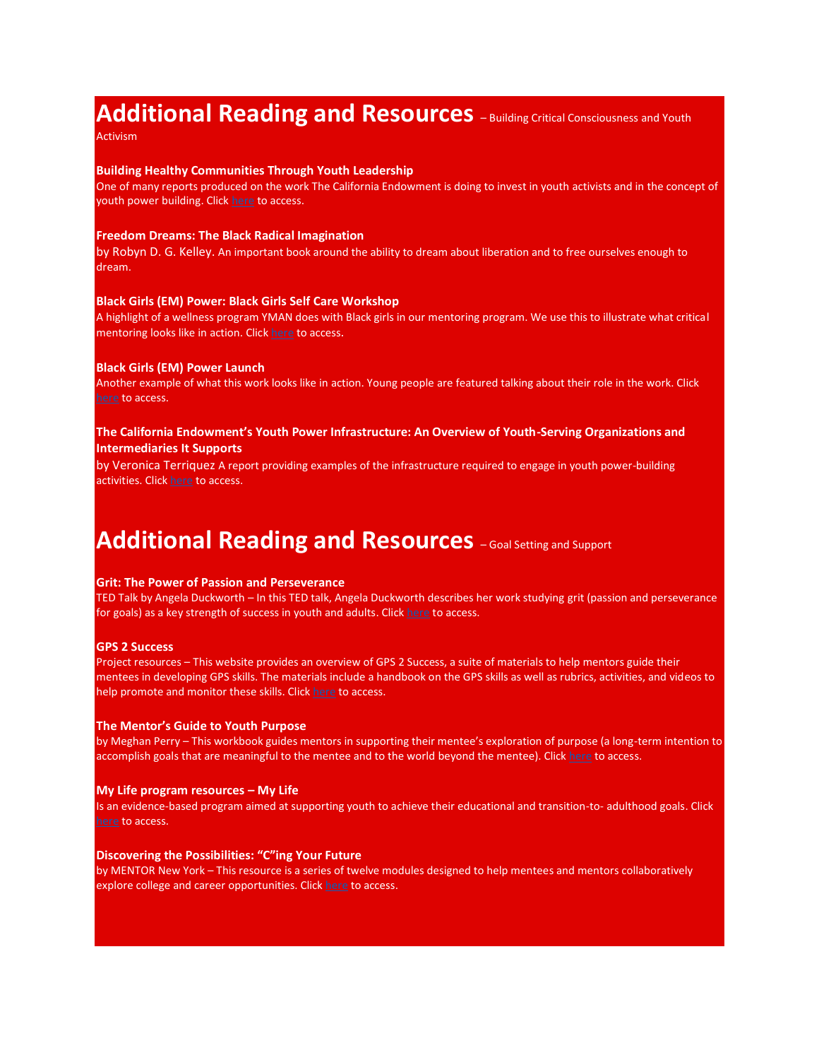# Additional Reading and Resources – Building Critical Consciousness and Youth Activism

**Building Healthy Communities Through Youth Leadership**
One of many reports produced on the work The California Endowment is doing to invest in youth activists and in the concept of youth power building. Click here to access.

**Freedom Dreams: The Black Radical Imagination**
by Robyn D. G. Kelley. An important book around the ability to dream about liberation and to free ourselves enough to dream.

**Black Girls (EM) Power: Black Girls Self Care Workshop**
A highlight of a wellness program YMAN does with Black girls in our mentoring program. We use this to illustrate what critical mentoring looks like in action. Click here to access.

**Black Girls (EM) Power Launch**
Another example of what this work looks like in action. Young people are featured talking about their role in the work. Click here to access.

**The California Endowment's Youth Power Infrastructure: An Overview of Youth-Serving Organizations and Intermediaries It Supports**
by Veronica Terriquez A report providing examples of the infrastructure required to engage in youth power-building activities. Click here to access.

# Additional Reading and Resources – Goal Setting and Support

**Grit: The Power of Passion and Perseverance**
TED Talk by Angela Duckworth – In this TED talk, Angela Duckworth describes her work studying grit (passion and perseverance for goals) as a key strength of success in youth and adults. Click here to access.

**GPS 2 Success**
Project resources – This website provides an overview of GPS 2 Success, a suite of materials to help mentors guide their mentees in developing GPS skills. The materials include a handbook on the GPS skills as well as rubrics, activities, and videos to help promote and monitor these skills. Click here to access.

**The Mentor's Guide to Youth Purpose**
by Meghan Perry – This workbook guides mentors in supporting their mentee's exploration of purpose (a long-term intention to accomplish goals that are meaningful to the mentee and to the world beyond the mentee). Click here to access.

**My Life program resources – My Life**
Is an evidence-based program aimed at supporting youth to achieve their educational and transition-to- adulthood goals. Click here to access.

**Discovering the Possibilities: "C"ing Your Future**
by MENTOR New York – This resource is a series of twelve modules designed to help mentees and mentors collaboratively explore college and career opportunities. Click here to access.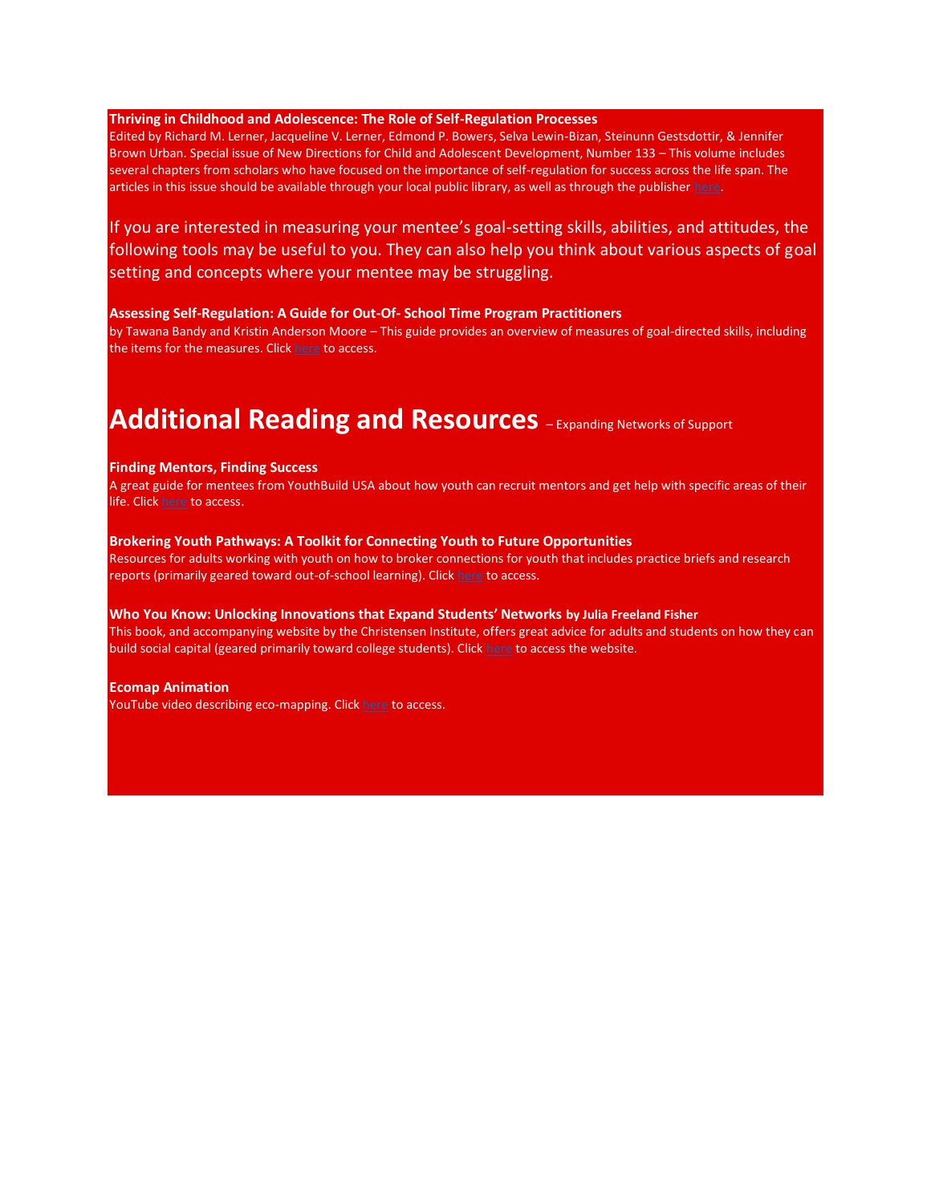**Thriving in Childhood and Adolescence: The Role of Self-Regulation Processes**
Edited by Richard M. Lerner, Jacqueline V. Lerner, Edmond P. Bowers, Selva Lewin-Bizan, Steinunn Gestsdottir, & Jennifer Brown Urban. Special issue of New Directions for Child and Adolescent Development, Number 133 – This volume includes several chapters from scholars who have focused on the importance of self-regulation for success across the life span. The articles in this issue should be available through your local public library, as well as through the publisher here.

If you are interested in measuring your mentee's goal-setting skills, abilities, and attitudes, the following tools may be useful to you. They can also help you think about various aspects of goal setting and concepts where your mentee may be struggling.

**Assessing Self-Regulation: A Guide for Out-Of- School Time Program Practitioners**
by Tawana Bandy and Kristin Anderson Moore – This guide provides an overview of measures of goal-directed skills, including the items for the measures. Click here to access.

# Additional Reading and Resources – Expanding Networks of Support

**Finding Mentors, Finding Success**
A great guide for mentees from YouthBuild USA about how youth can recruit mentors and get help with specific areas of their life. Click here to access.

**Brokering Youth Pathways: A Toolkit for Connecting Youth to Future Opportunities**
Resources for adults working with youth on how to broker connections for youth that includes practice briefs and research reports (primarily geared toward out-of-school learning). Click here to access.

**Who You Know: Unlocking Innovations that Expand Students' Networks by Julia Freeland Fisher**
This book, and accompanying website by the Christensen Institute, offers great advice for adults and students on how they can build social capital (geared primarily toward college students). Click here to access the website.

**Ecomap Animation**
YouTube video describing eco-mapping. Click here to access.